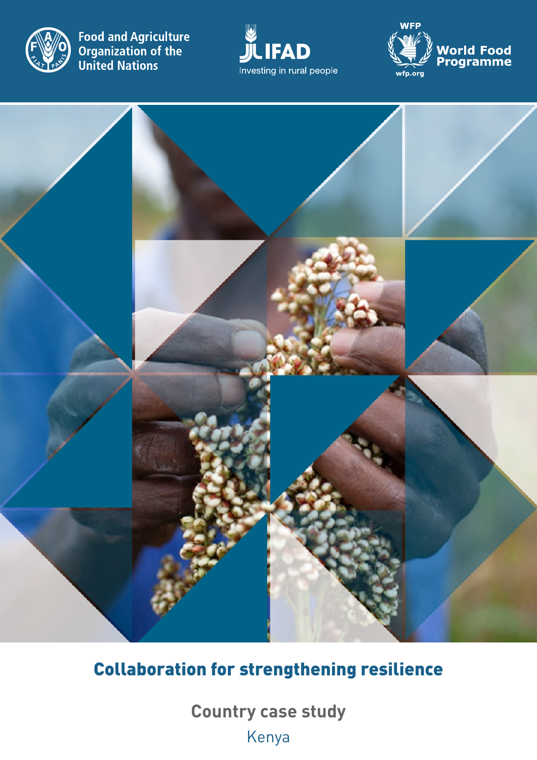Food and Agriculture Organization of the United Nations

IFAD Investing in rural people

WFP World Food Programme wfp.org

# Collaboration for strengthening resilience

## Country case study

Kenya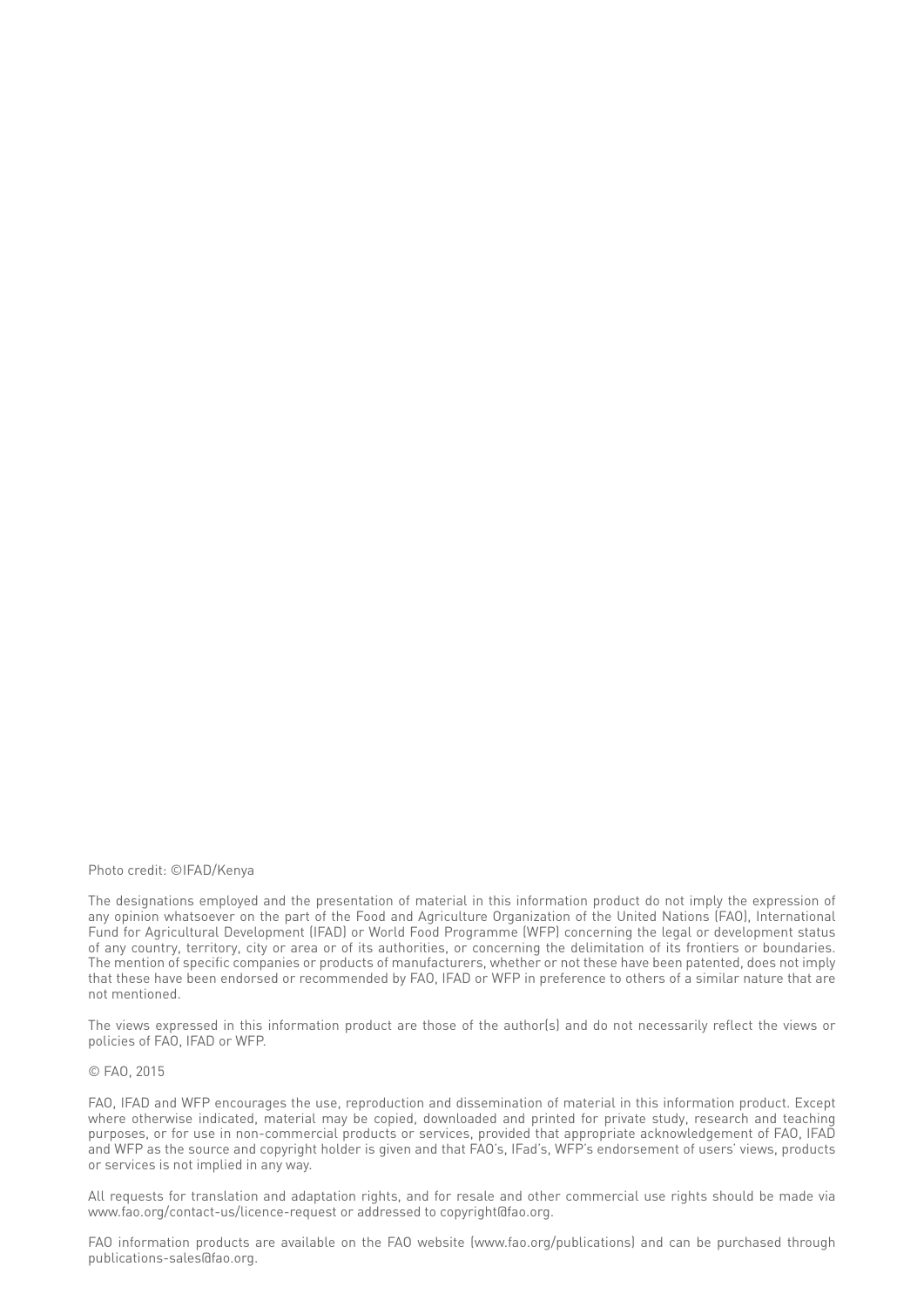Photo credit: ©IFAD/Kenya

The designations employed and the presentation of material in this information product do not imply the expression of any opinion whatsoever on the part of the Food and Agriculture Organization of the United Nations (FAO), International Fund for Agricultural Development (IFAD) or World Food Programme (WFP) concerning the legal or development status of any country, territory, city or area or of its authorities, or concerning the delimitation of its frontiers or boundaries. The mention of specific companies or products of manufacturers, whether or not these have been patented, does not imply that these have been endorsed or recommended by FAO, IFAD or WFP in preference to others of a similar nature that are not mentioned.

The views expressed in this information product are those of the author(s) and do not necessarily reflect the views or policies of FAO, IFAD or WFP.

© FAO, 2015

FAO, IFAD and WFP encourages the use, reproduction and dissemination of material in this information product. Except where otherwise indicated, material may be copied, downloaded and printed for private study, research and teaching purposes, or for use in non-commercial products or services, provided that appropriate acknowledgement of FAO, IFAD and WFP as the source and copyright holder is given and that FAO's, IFad's, WFP's endorsement of users' views, products or services is not implied in any way.

All requests for translation and adaptation rights, and for resale and other commercial use rights should be made via www.fao.org/contact-us/licence-request or addressed to copyright@fao.org.

FAO information products are available on the FAO website (www.fao.org/publications) and can be purchased through publications-sales@fao.org.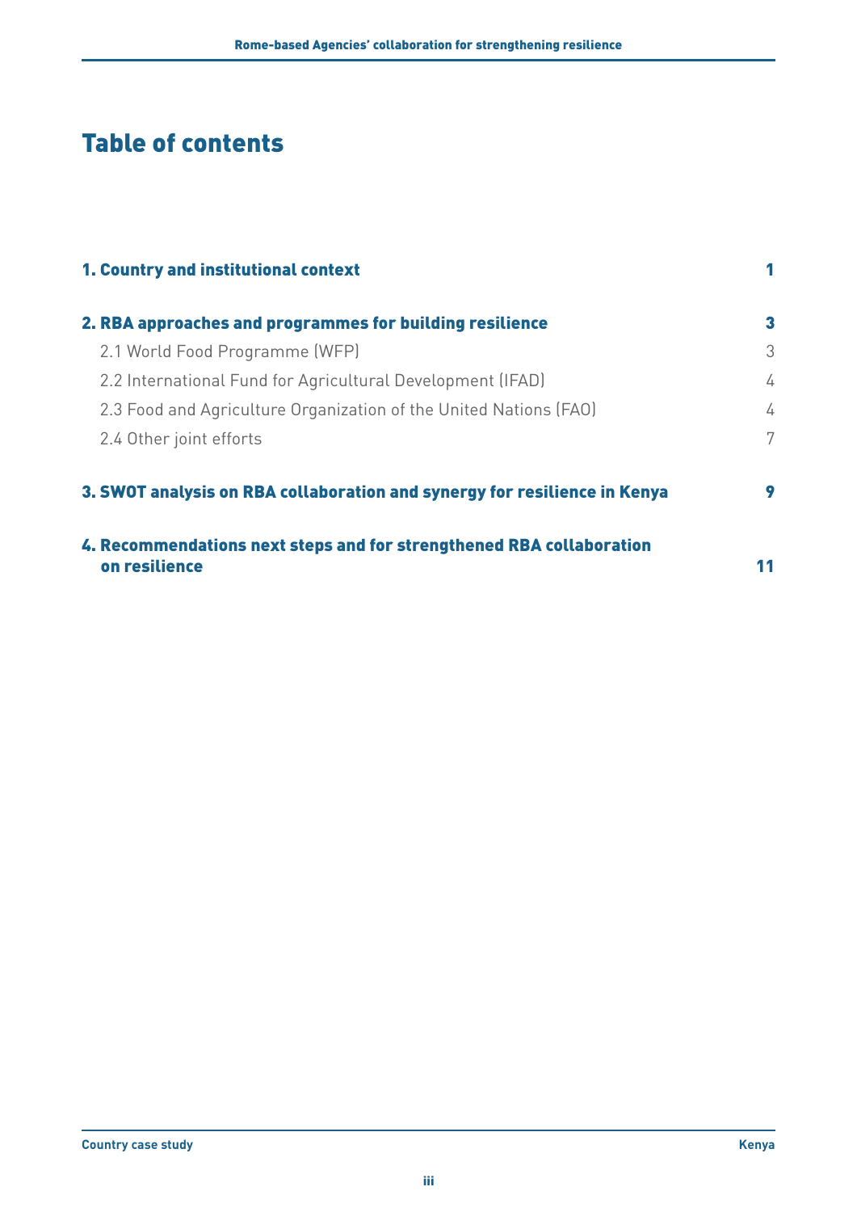# Table of contents

**1. Country and institutional context** 1

**2. RBA approaches and programmes for building resilience** 3

- 2.1 World Food Programme (WFP) 3
- 2.2 International Fund for Agricultural Development (IFAD) 4
- 2.3 Food and Agriculture Organization of the United Nations (FAO) 4
- 2.4 Other joint efforts 7

**3. SWOT analysis on RBA collaboration and synergy for resilience in Kenya** 9

**4. Recommendations next steps and for strengthened RBA collaboration on resilience** 11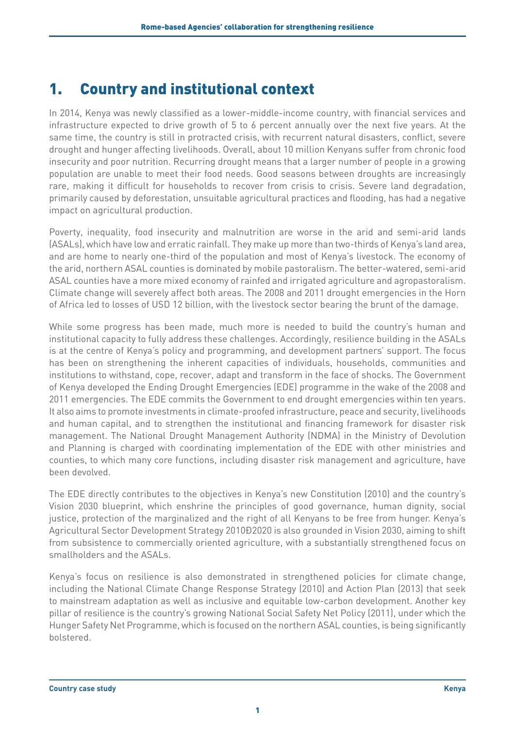# 1. Country and institutional context

In 2014, Kenya was newly classified as a lower-middle-income country, with financial services and infrastructure expected to drive growth of 5 to 6 percent annually over the next five years. At the same time, the country is still in protracted crisis, with recurrent natural disasters, conflict, severe drought and hunger affecting livelihoods. Overall, about 10 million Kenyans suffer from chronic food insecurity and poor nutrition. Recurring drought means that a larger number of people in a growing population are unable to meet their food needs. Good seasons between droughts are increasingly rare, making it difficult for households to recover from crisis to crisis. Severe land degradation, primarily caused by deforestation, unsuitable agricultural practices and flooding, has had a negative impact on agricultural production.

Poverty, inequality, food insecurity and malnutrition are worse in the arid and semi-arid lands (ASALs), which have low and erratic rainfall. They make up more than two-thirds of Kenya's land area, and are home to nearly one-third of the population and most of Kenya's livestock. The economy of the arid, northern ASAL counties is dominated by mobile pastoralism. The better-watered, semi-arid ASAL counties have a more mixed economy of rainfed and irrigated agriculture and agropastoralism. Climate change will severely affect both areas. The 2008 and 2011 drought emergencies in the Horn of Africa led to losses of USD 12 billion, with the livestock sector bearing the brunt of the damage.

While some progress has been made, much more is needed to build the country's human and institutional capacity to fully address these challenges. Accordingly, resilience building in the ASALs is at the centre of Kenya's policy and programming, and development partners' support. The focus has been on strengthening the inherent capacities of individuals, households, communities and institutions to withstand, cope, recover, adapt and transform in the face of shocks. The Government of Kenya developed the Ending Drought Emergencies (EDE) programme in the wake of the 2008 and 2011 emergencies. The EDE commits the Government to end drought emergencies within ten years. It also aims to promote investments in climate-proofed infrastructure, peace and security, livelihoods and human capital, and to strengthen the institutional and financing framework for disaster risk management. The National Drought Management Authority (NDMA) in the Ministry of Devolution and Planning is charged with coordinating implementation of the EDE with other ministries and counties, to which many core functions, including disaster risk management and agriculture, have been devolved.

The EDE directly contributes to the objectives in Kenya's new Constitution (2010) and the country's Vision 2030 blueprint, which enshrine the principles of good governance, human dignity, social justice, protection of the marginalized and the right of all Kenyans to be free from hunger. Kenya's Agricultural Sector Development Strategy 2010Ð2020 is also grounded in Vision 2030, aiming to shift from subsistence to commercially oriented agriculture, with a substantially strengthened focus on smallholders and the ASALs.

Kenya's focus on resilience is also demonstrated in strengthened policies for climate change, including the National Climate Change Response Strategy (2010) and Action Plan (2013) that seek to mainstream adaptation as well as inclusive and equitable low-carbon development. Another key pillar of resilience is the country's growing National Social Safety Net Policy (2011), under which the Hunger Safety Net Programme, which is focused on the northern ASAL counties, is being significantly bolstered.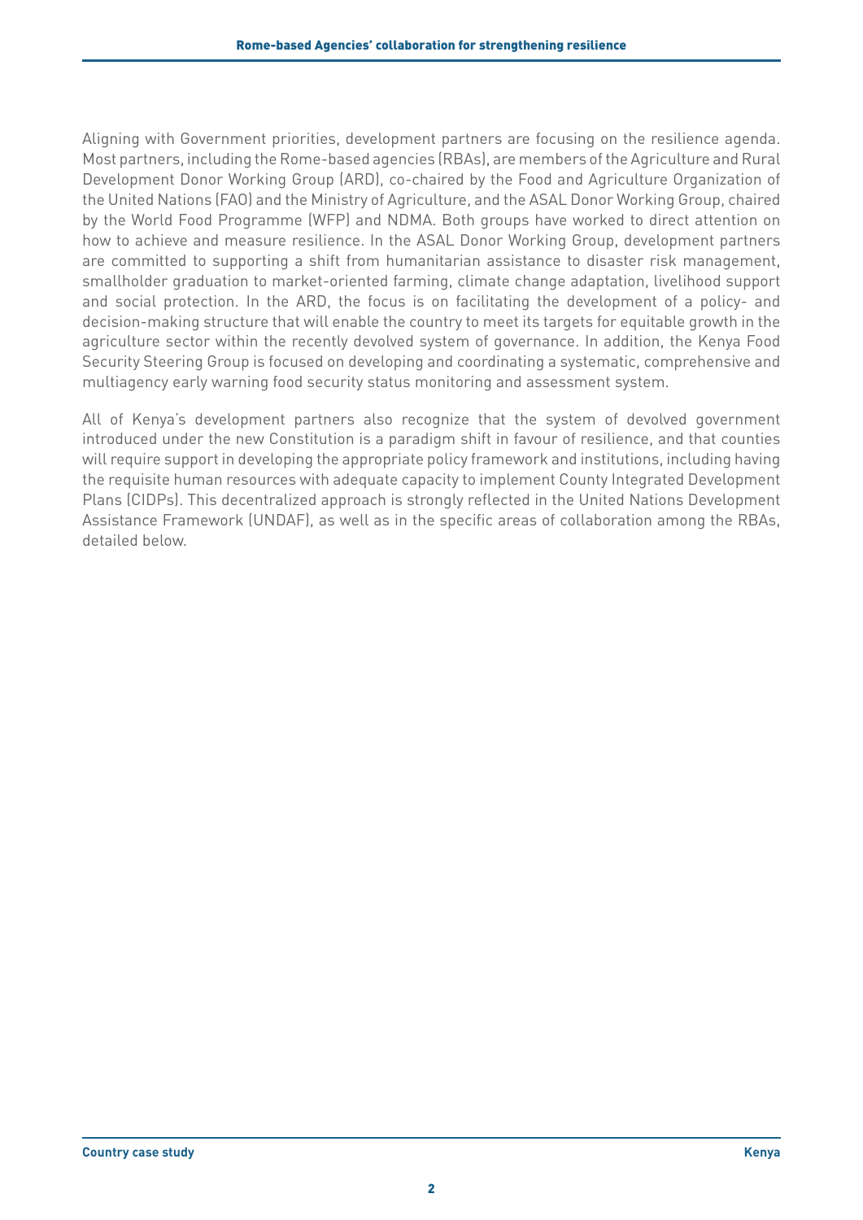Aligning with Government priorities, development partners are focusing on the resilience agenda. Most partners, including the Rome-based agencies (RBAs), are members of the Agriculture and Rural Development Donor Working Group (ARD), co-chaired by the Food and Agriculture Organization of the United Nations (FAO) and the Ministry of Agriculture, and the ASAL Donor Working Group, chaired by the World Food Programme (WFP) and NDMA. Both groups have worked to direct attention on how to achieve and measure resilience. In the ASAL Donor Working Group, development partners are committed to supporting a shift from humanitarian assistance to disaster risk management, smallholder graduation to market-oriented farming, climate change adaptation, livelihood support and social protection. In the ARD, the focus is on facilitating the development of a policy- and decision-making structure that will enable the country to meet its targets for equitable growth in the agriculture sector within the recently devolved system of governance. In addition, the Kenya Food Security Steering Group is focused on developing and coordinating a systematic, comprehensive and multiagency early warning food security status monitoring and assessment system.

All of Kenya's development partners also recognize that the system of devolved government introduced under the new Constitution is a paradigm shift in favour of resilience, and that counties will require support in developing the appropriate policy framework and institutions, including having the requisite human resources with adequate capacity to implement County Integrated Development Plans (CIDPs). This decentralized approach is strongly reflected in the United Nations Development Assistance Framework (UNDAF), as well as in the specific areas of collaboration among the RBAs, detailed below.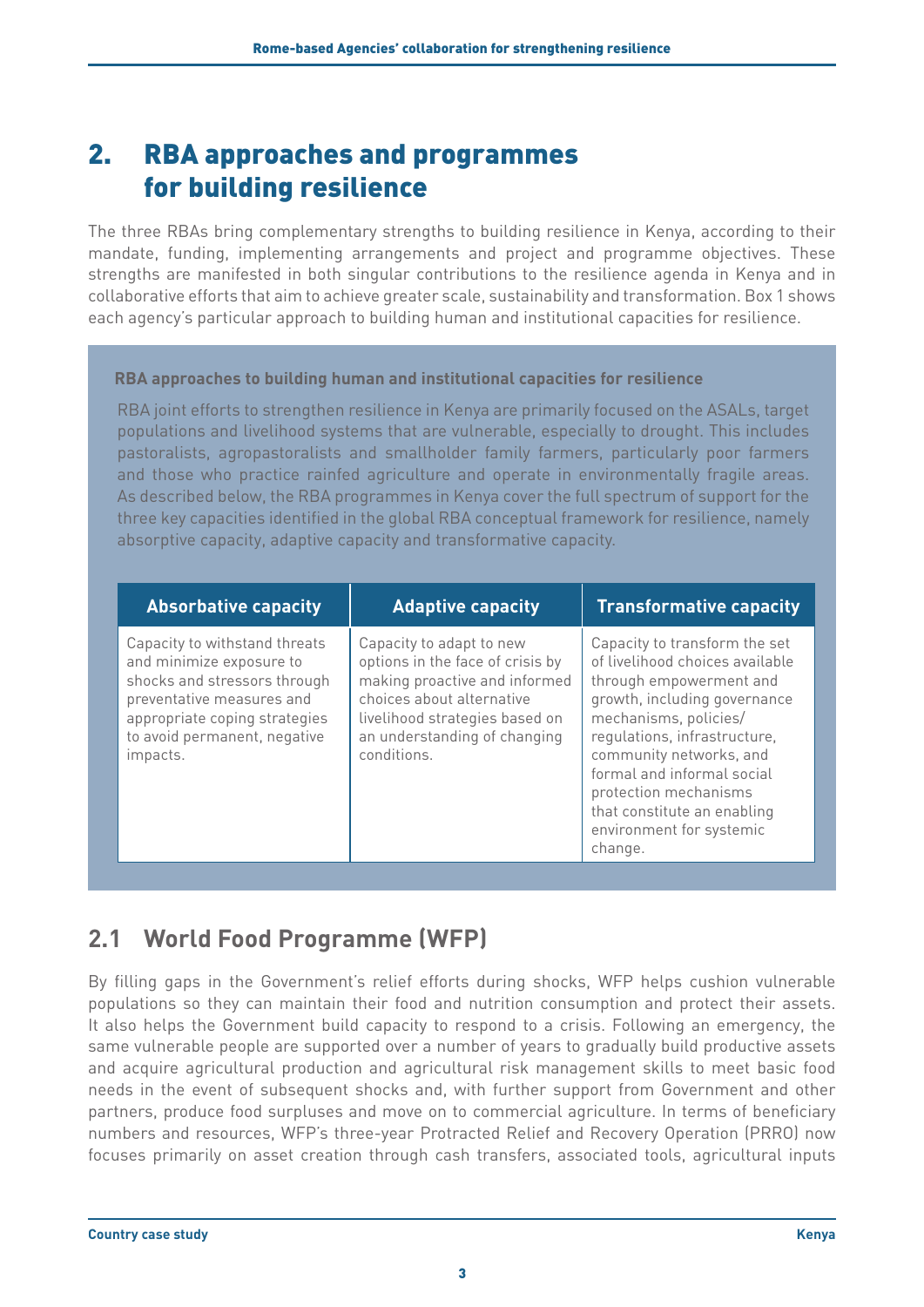# 2. RBA approaches and programmes for building resilience

The three RBAs bring complementary strengths to building resilience in Kenya, according to their mandate, funding, implementing arrangements and project and programme objectives. These strengths are manifested in both singular contributions to the resilience agenda in Kenya and in collaborative efforts that aim to achieve greater scale, sustainability and transformation. Box 1 shows each agency's particular approach to building human and institutional capacities for resilience.

**RBA approaches to building human and institutional capacities for resilience**

RBA joint efforts to strengthen resilience in Kenya are primarily focused on the ASALs, target populations and livelihood systems that are vulnerable, especially to drought. This includes pastoralists, agropastoralists and smallholder family farmers, particularly poor farmers and those who practice rainfed agriculture and operate in environmentally fragile areas. As described below, the RBA programmes in Kenya cover the full spectrum of support for the three key capacities identified in the global RBA conceptual framework for resilience, namely absorptive capacity, adaptive capacity and transformative capacity.

| Absorbative capacity | Adaptive capacity | Transformative capacity |
|---|---|---|
| Capacity to withstand threats and minimize exposure to shocks and stressors through preventative measures and appropriate coping strategies to avoid permanent, negative impacts. | Capacity to adapt to new options in the face of crisis by making proactive and informed choices about alternative livelihood strategies based on an understanding of changing conditions. | Capacity to transform the set of livelihood choices available through empowerment and growth, including governance mechanisms, policies/ regulations, infrastructure, community networks, and formal and informal social protection mechanisms that constitute an enabling environment for systemic change. |

## 2.1 World Food Programme (WFP)

By filling gaps in the Government's relief efforts during shocks, WFP helps cushion vulnerable populations so they can maintain their food and nutrition consumption and protect their assets. It also helps the Government build capacity to respond to a crisis. Following an emergency, the same vulnerable people are supported over a number of years to gradually build productive assets and acquire agricultural production and agricultural risk management skills to meet basic food needs in the event of subsequent shocks and, with further support from Government and other partners, produce food surpluses and move on to commercial agriculture. In terms of beneficiary numbers and resources, WFP's three-year Protracted Relief and Recovery Operation (PRRO) now focuses primarily on asset creation through cash transfers, associated tools, agricultural inputs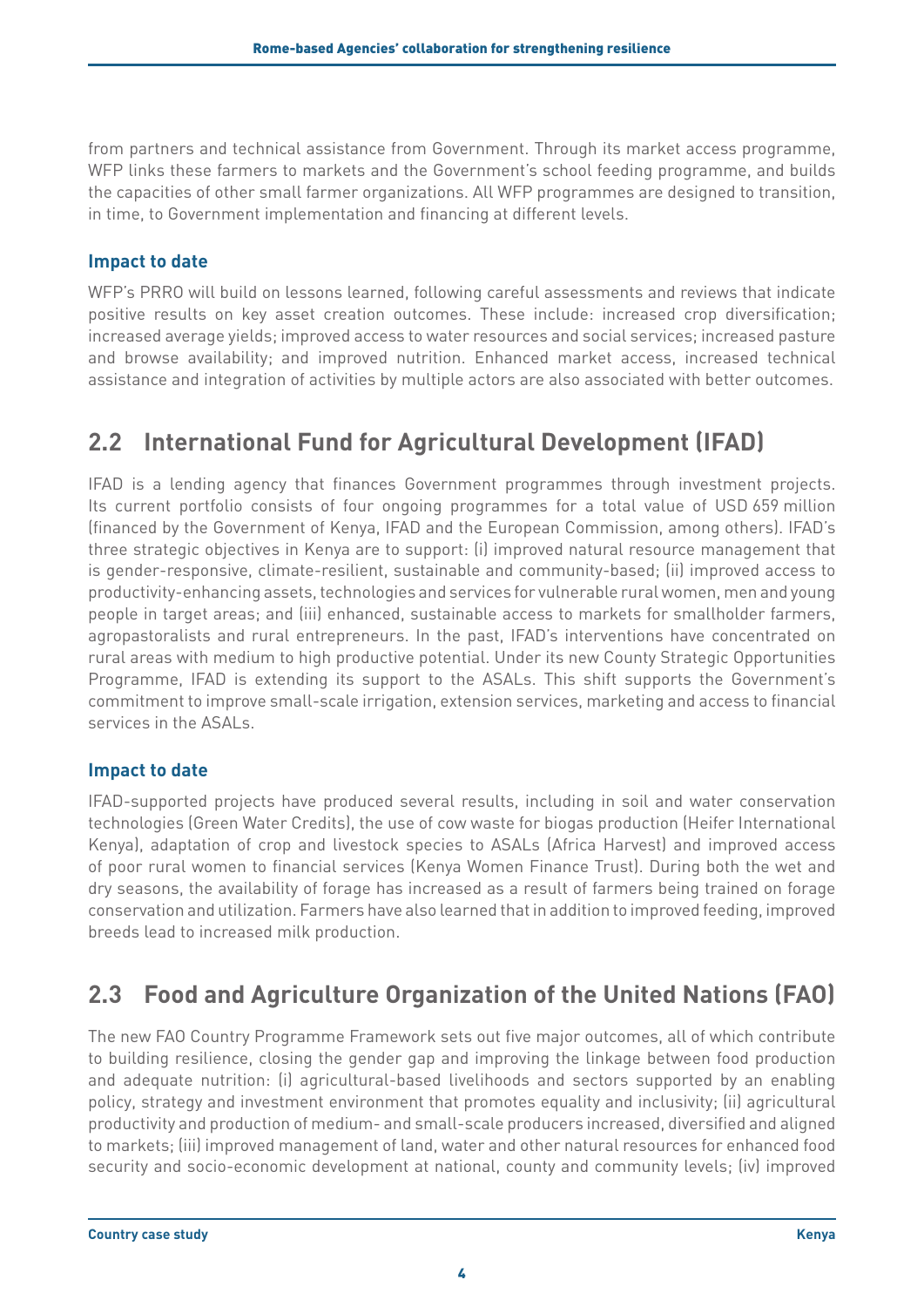from partners and technical assistance from Government. Through its market access programme, WFP links these farmers to markets and the Government's school feeding programme, and builds the capacities of other small farmer organizations. All WFP programmes are designed to transition, in time, to Government implementation and financing at different levels.

### Impact to date

WFP's PRRO will build on lessons learned, following careful assessments and reviews that indicate positive results on key asset creation outcomes. These include: increased crop diversification; increased average yields; improved access to water resources and social services; increased pasture and browse availability; and improved nutrition. Enhanced market access, increased technical assistance and integration of activities by multiple actors are also associated with better outcomes.

## 2.2 International Fund for Agricultural Development (IFAD)

IFAD is a lending agency that finances Government programmes through investment projects. Its current portfolio consists of four ongoing programmes for a total value of USD 659 million (financed by the Government of Kenya, IFAD and the European Commission, among others). IFAD's three strategic objectives in Kenya are to support: (i) improved natural resource management that is gender-responsive, climate-resilient, sustainable and community-based; (ii) improved access to productivity-enhancing assets, technologies and services for vulnerable rural women, men and young people in target areas; and (iii) enhanced, sustainable access to markets for smallholder farmers, agropastoralists and rural entrepreneurs. In the past, IFAD's interventions have concentrated on rural areas with medium to high productive potential. Under its new County Strategic Opportunities Programme, IFAD is extending its support to the ASALs. This shift supports the Government's commitment to improve small-scale irrigation, extension services, marketing and access to financial services in the ASALs.

### Impact to date

IFAD-supported projects have produced several results, including in soil and water conservation technologies (Green Water Credits), the use of cow waste for biogas production (Heifer International Kenya), adaptation of crop and livestock species to ASALs (Africa Harvest) and improved access of poor rural women to financial services (Kenya Women Finance Trust). During both the wet and dry seasons, the availability of forage has increased as a result of farmers being trained on forage conservation and utilization. Farmers have also learned that in addition to improved feeding, improved breeds lead to increased milk production.

## 2.3 Food and Agriculture Organization of the United Nations (FAO)

The new FAO Country Programme Framework sets out five major outcomes, all of which contribute to building resilience, closing the gender gap and improving the linkage between food production and adequate nutrition: (i) agricultural-based livelihoods and sectors supported by an enabling policy, strategy and investment environment that promotes equality and inclusivity; (ii) agricultural productivity and production of medium- and small-scale producers increased, diversified and aligned to markets; (iii) improved management of land, water and other natural resources for enhanced food security and socio-economic development at national, county and community levels; (iv) improved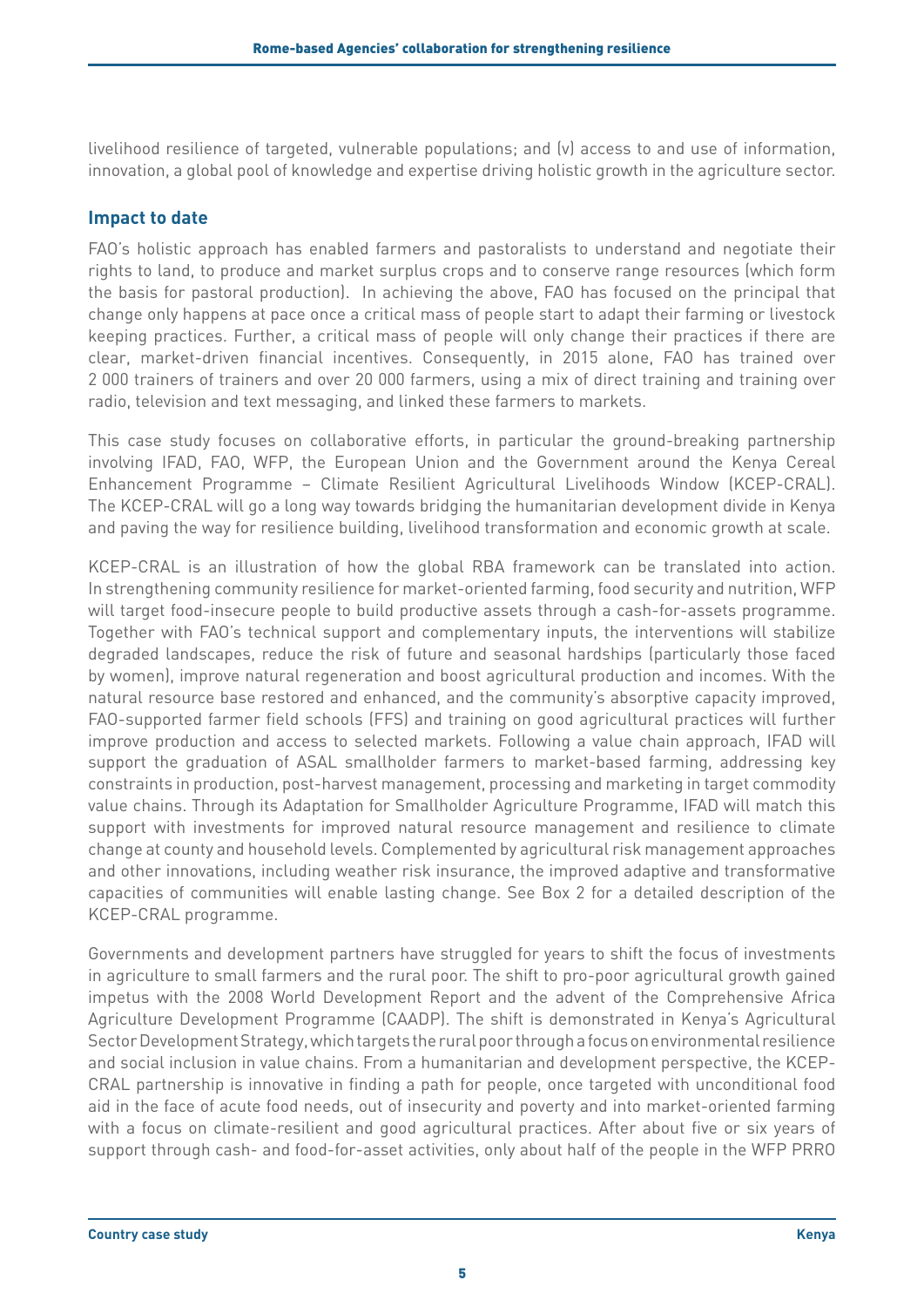livelihood resilience of targeted, vulnerable populations; and (v) access to and use of information, innovation, a global pool of knowledge and expertise driving holistic growth in the agriculture sector.

## Impact to date

FAO's holistic approach has enabled farmers and pastoralists to understand and negotiate their rights to land, to produce and market surplus crops and to conserve range resources (which form the basis for pastoral production). In achieving the above, FAO has focused on the principal that change only happens at pace once a critical mass of people start to adapt their farming or livestock keeping practices. Further, a critical mass of people will only change their practices if there are clear, market-driven financial incentives. Consequently, in 2015 alone, FAO has trained over 2 000 trainers of trainers and over 20 000 farmers, using a mix of direct training and training over radio, television and text messaging, and linked these farmers to markets.

This case study focuses on collaborative efforts, in particular the ground-breaking partnership involving IFAD, FAO, WFP, the European Union and the Government around the Kenya Cereal Enhancement Programme – Climate Resilient Agricultural Livelihoods Window (KCEP-CRAL). The KCEP-CRAL will go a long way towards bridging the humanitarian development divide in Kenya and paving the way for resilience building, livelihood transformation and economic growth at scale.

KCEP-CRAL is an illustration of how the global RBA framework can be translated into action. In strengthening community resilience for market-oriented farming, food security and nutrition, WFP will target food-insecure people to build productive assets through a cash-for-assets programme. Together with FAO's technical support and complementary inputs, the interventions will stabilize degraded landscapes, reduce the risk of future and seasonal hardships (particularly those faced by women), improve natural regeneration and boost agricultural production and incomes. With the natural resource base restored and enhanced, and the community's absorptive capacity improved, FAO-supported farmer field schools (FFS) and training on good agricultural practices will further improve production and access to selected markets. Following a value chain approach, IFAD will support the graduation of ASAL smallholder farmers to market-based farming, addressing key constraints in production, post-harvest management, processing and marketing in target commodity value chains. Through its Adaptation for Smallholder Agriculture Programme, IFAD will match this support with investments for improved natural resource management and resilience to climate change at county and household levels. Complemented by agricultural risk management approaches and other innovations, including weather risk insurance, the improved adaptive and transformative capacities of communities will enable lasting change. See Box 2 for a detailed description of the KCEP-CRAL programme.

Governments and development partners have struggled for years to shift the focus of investments in agriculture to small farmers and the rural poor. The shift to pro-poor agricultural growth gained impetus with the 2008 World Development Report and the advent of the Comprehensive Africa Agriculture Development Programme (CAADP). The shift is demonstrated in Kenya's Agricultural Sector Development Strategy, which targets the rural poor through a focus on environmental resilience and social inclusion in value chains. From a humanitarian and development perspective, the KCEP-CRAL partnership is innovative in finding a path for people, once targeted with unconditional food aid in the face of acute food needs, out of insecurity and poverty and into market-oriented farming with a focus on climate-resilient and good agricultural practices. After about five or six years of support through cash- and food-for-asset activities, only about half of the people in the WFP PRRO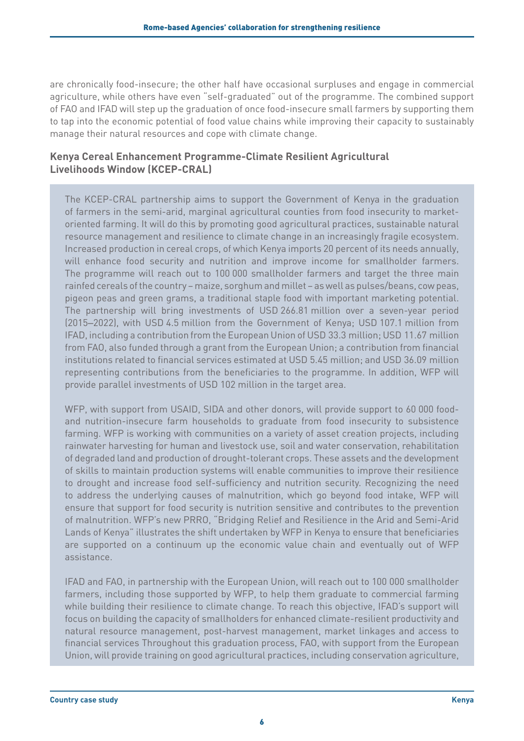are chronically food-insecure; the other half have occasional surpluses and engage in commercial agriculture, while others have even "self-graduated" out of the programme. The combined support of FAO and IFAD will step up the graduation of once food-insecure small farmers by supporting them to tap into the economic potential of food value chains while improving their capacity to sustainably manage their natural resources and cope with climate change.

### Kenya Cereal Enhancement Programme-Climate Resilient Agricultural Livelihoods Window (KCEP-CRAL)

The KCEP-CRAL partnership aims to support the Government of Kenya in the graduation of farmers in the semi-arid, marginal agricultural counties from food insecurity to market-oriented farming. It will do this by promoting good agricultural practices, sustainable natural resource management and resilience to climate change in an increasingly fragile ecosystem. Increased production in cereal crops, of which Kenya imports 20 percent of its needs annually, will enhance food security and nutrition and improve income for smallholder farmers. The programme will reach out to 100 000 smallholder farmers and target the three main rainfed cereals of the country – maize, sorghum and millet – as well as pulses/beans, cow peas, pigeon peas and green grams, a traditional staple food with important marketing potential. The partnership will bring investments of USD 266.81 million over a seven-year period (2015–2022), with USD 4.5 million from the Government of Kenya; USD 107.1 million from IFAD, including a contribution from the European Union of USD 33.3 million; USD 11.67 million from FAO, also funded through a grant from the European Union; a contribution from financial institutions related to financial services estimated at USD 5.45 million; and USD 36.09 million representing contributions from the beneficiaries to the programme. In addition, WFP will provide parallel investments of USD 102 million in the target area.

WFP, with support from USAID, SIDA and other donors, will provide support to 60 000 food- and nutrition-insecure farm households to graduate from food insecurity to subsistence farming. WFP is working with communities on a variety of asset creation projects, including rainwater harvesting for human and livestock use, soil and water conservation, rehabilitation of degraded land and production of drought-tolerant crops. These assets and the development of skills to maintain production systems will enable communities to improve their resilience to drought and increase food self-sufficiency and nutrition security. Recognizing the need to address the underlying causes of malnutrition, which go beyond food intake, WFP will ensure that support for food security is nutrition sensitive and contributes to the prevention of malnutrition. WFP's new PRRO, "Bridging Relief and Resilience in the Arid and Semi-Arid Lands of Kenya" illustrates the shift undertaken by WFP in Kenya to ensure that beneficiaries are supported on a continuum up the economic value chain and eventually out of WFP assistance.

IFAD and FAO, in partnership with the European Union, will reach out to 100 000 smallholder farmers, including those supported by WFP, to help them graduate to commercial farming while building their resilience to climate change. To reach this objective, IFAD's support will focus on building the capacity of smallholders for enhanced climate-resilient productivity and natural resource management, post-harvest management, market linkages and access to financial services Throughout this graduation process, FAO, with support from the European Union, will provide training on good agricultural practices, including conservation agriculture,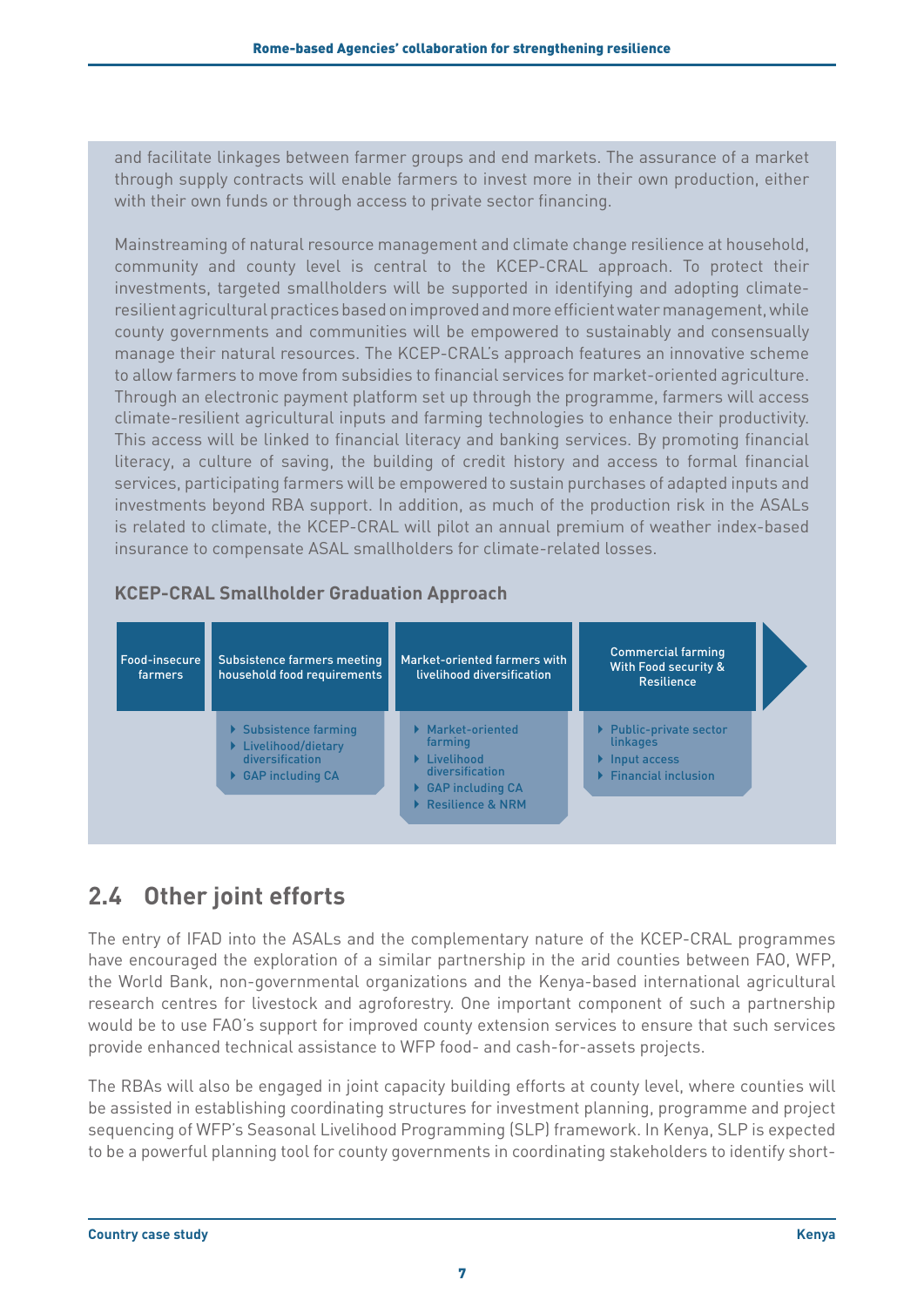and facilitate linkages between farmer groups and end markets. The assurance of a market through supply contracts will enable farmers to invest more in their own production, either with their own funds or through access to private sector financing.

Mainstreaming of natural resource management and climate change resilience at household, community and county level is central to the KCEP-CRAL approach. To protect their investments, targeted smallholders will be supported in identifying and adopting climate-resilient agricultural practices based on improved and more efficient water management, while county governments and communities will be empowered to sustainably and consensually manage their natural resources. The KCEP-CRAL's approach features an innovative scheme to allow farmers to move from subsidies to financial services for market-oriented agriculture. Through an electronic payment platform set up through the programme, farmers will access climate-resilient agricultural inputs and farming technologies to enhance their productivity. This access will be linked to financial literacy and banking services. By promoting financial literacy, a culture of saving, the building of credit history and access to formal financial services, participating farmers will be empowered to sustain purchases of adapted inputs and investments beyond RBA support. In addition, as much of the production risk in the ASALs is related to climate, the KCEP-CRAL will pilot an annual premium of weather index-based insurance to compensate ASAL smallholders for climate-related losses.

### KCEP-CRAL Smallholder Graduation Approach

| Food-insecure farmers | Subsistence farmers meeting household food requirements | Market-oriented farmers with livelihood diversification | Commercial farming With Food security & Resilience |
|---|---|---|---|
| | • Subsistence farming<br>• Livelihood/dietary diversification<br>• GAP including CA | • Market-oriented farming<br>• Livelihood diversification<br>• GAP including CA<br>• Resilience & NRM | • Public-private sector linkages<br>• Input access<br>• Financial inclusion |

## 2.4 Other joint efforts

The entry of IFAD into the ASALs and the complementary nature of the KCEP-CRAL programmes have encouraged the exploration of a similar partnership in the arid counties between FAO, WFP, the World Bank, non-governmental organizations and the Kenya-based international agricultural research centres for livestock and agroforestry. One important component of such a partnership would be to use FAO's support for improved county extension services to ensure that such services provide enhanced technical assistance to WFP food- and cash-for-assets projects.

The RBAs will also be engaged in joint capacity building efforts at county level, where counties will be assisted in establishing coordinating structures for investment planning, programme and project sequencing of WFP's Seasonal Livelihood Programming (SLP) framework. In Kenya, SLP is expected to be a powerful planning tool for county governments in coordinating stakeholders to identify short-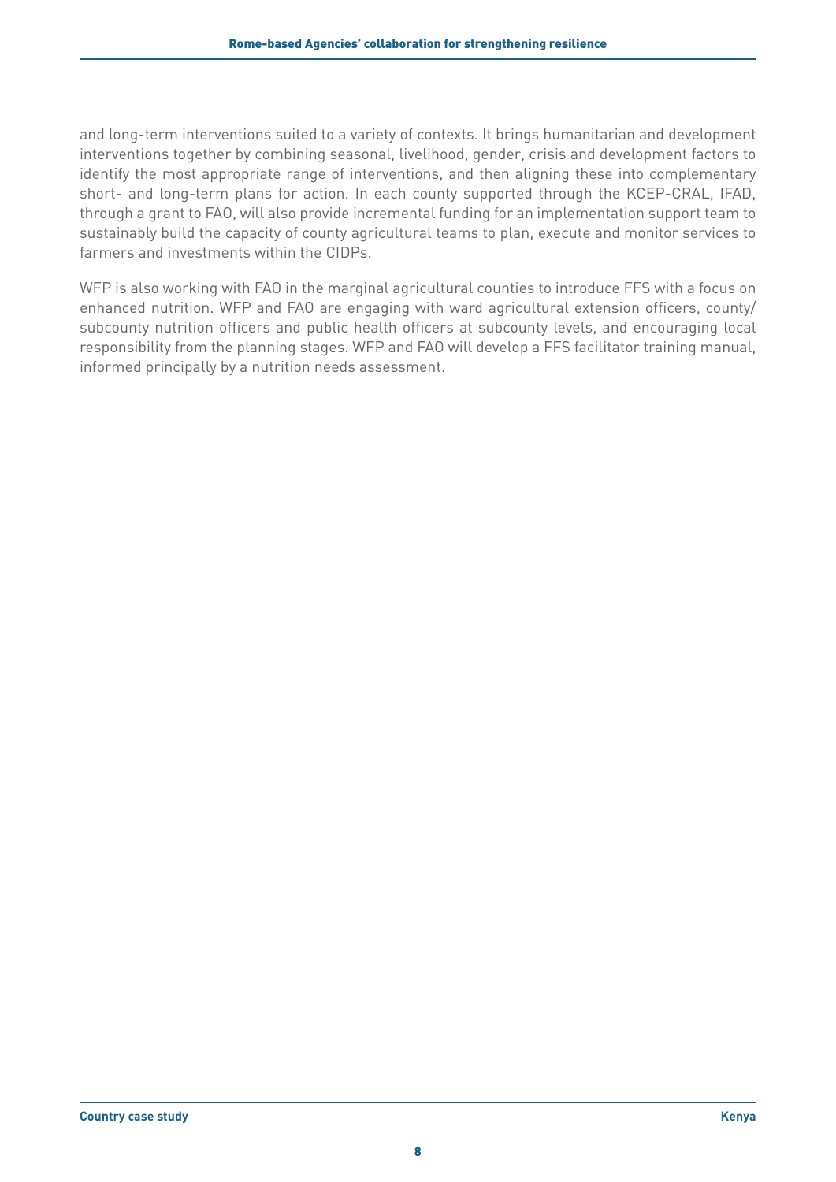and long-term interventions suited to a variety of contexts. It brings humanitarian and development interventions together by combining seasonal, livelihood, gender, crisis and development factors to identify the most appropriate range of interventions, and then aligning these into complementary short- and long-term plans for action. In each county supported through the KCEP-CRAL, IFAD, through a grant to FAO, will also provide incremental funding for an implementation support team to sustainably build the capacity of county agricultural teams to plan, execute and monitor services to farmers and investments within the CIDPs.

WFP is also working with FAO in the marginal agricultural counties to introduce FFS with a focus on enhanced nutrition. WFP and FAO are engaging with ward agricultural extension officers, county/subcounty nutrition officers and public health officers at subcounty levels, and encouraging local responsibility from the planning stages. WFP and FAO will develop a FFS facilitator training manual, informed principally by a nutrition needs assessment.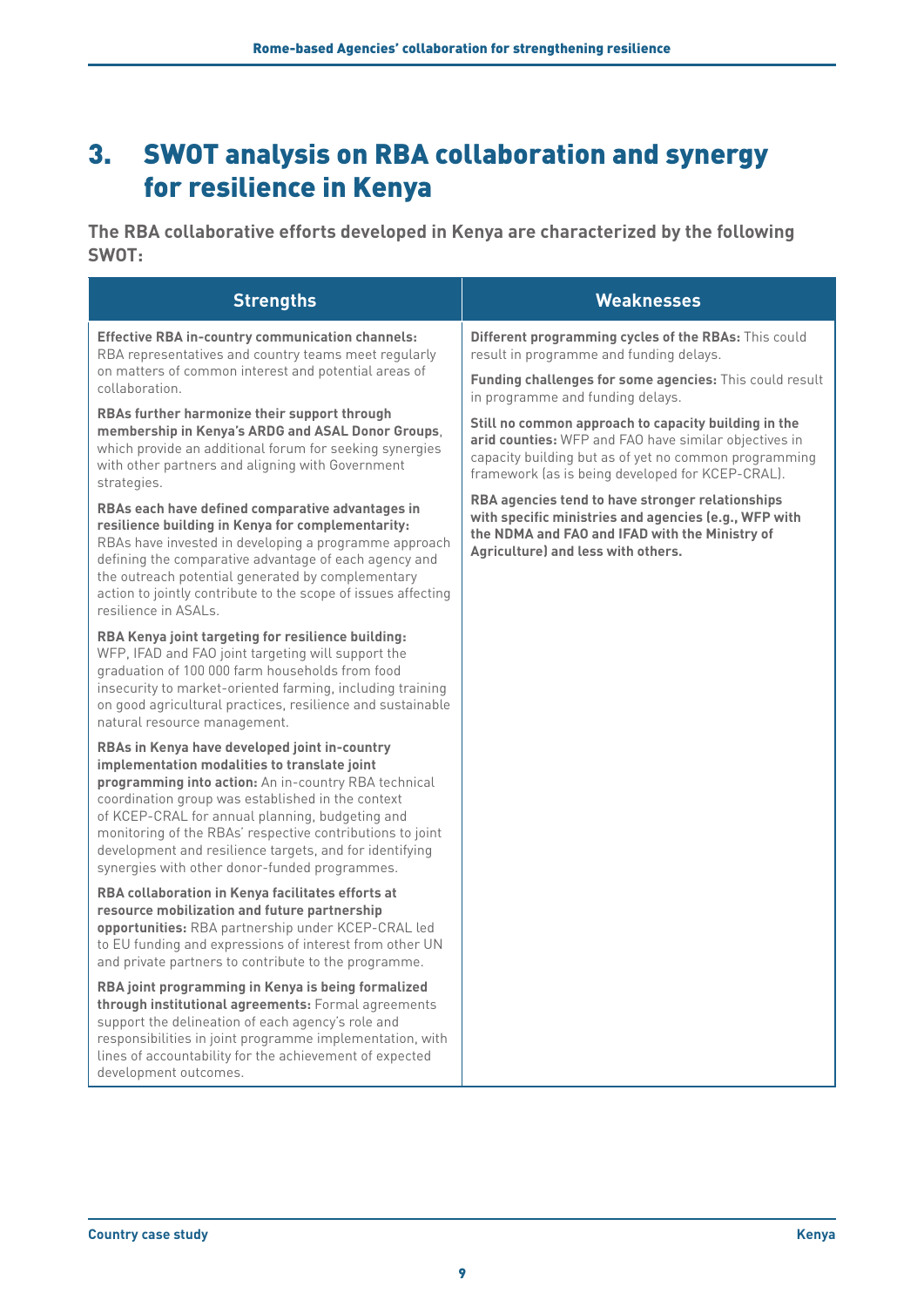# 3. SWOT analysis on RBA collaboration and synergy for resilience in Kenya

**The RBA collaborative efforts developed in Kenya are characterized by the following SWOT:**

| Strengths | Weaknesses |
|---|---|
| **Effective RBA in-country communication channels:** RBA representatives and country teams meet regularly on matters of common interest and potential areas of collaboration.<br><br>**RBAs further harmonize their support through membership in Kenya's ARDG and ASAL Donor Groups**, which provide an additional forum for seeking synergies with other partners and aligning with Government strategies.<br><br>**RBAs each have defined comparative advantages in resilience building in Kenya for complementarity:** RBAs have invested in developing a programme approach defining the comparative advantage of each agency and the outreach potential generated by complementary action to jointly contribute to the scope of issues affecting resilience in ASALs.<br><br>**RBA Kenya joint targeting for resilience building:** WFP, IFAD and FAO joint targeting will support the graduation of 100 000 farm households from food insecurity to market-oriented farming, including training on good agricultural practices, resilience and sustainable natural resource management.<br><br>**RBAs in Kenya have developed joint in-country implementation modalities to translate joint programming into action:** An in-country RBA technical coordination group was established in the context of KCEP-CRAL for annual planning, budgeting and monitoring of the RBAs' respective contributions to joint development and resilience targets, and for identifying synergies with other donor-funded programmes.<br><br>**RBA collaboration in Kenya facilitates efforts at resource mobilization and future partnership opportunities:** RBA partnership under KCEP-CRAL led to EU funding and expressions of interest from other UN and private partners to contribute to the programme.<br><br>**RBA joint programming in Kenya is being formalized through institutional agreements:** Formal agreements support the delineation of each agency's role and responsibilities in joint programme implementation, with lines of accountability for the achievement of expected development outcomes. | **Different programming cycles of the RBAs:** This could result in programme and funding delays.<br><br>**Funding challenges for some agencies:** This could result in programme and funding delays.<br><br>**Still no common approach to capacity building in the arid counties:** WFP and FAO have similar objectives in capacity building but as of yet no common programming framework (as is being developed for KCEP-CRAL).<br><br>**RBA agencies tend to have stronger relationships with specific ministries and agencies (e.g., WFP with the NDMA and FAO and IFAD with the Ministry of Agriculture) and less with others.** |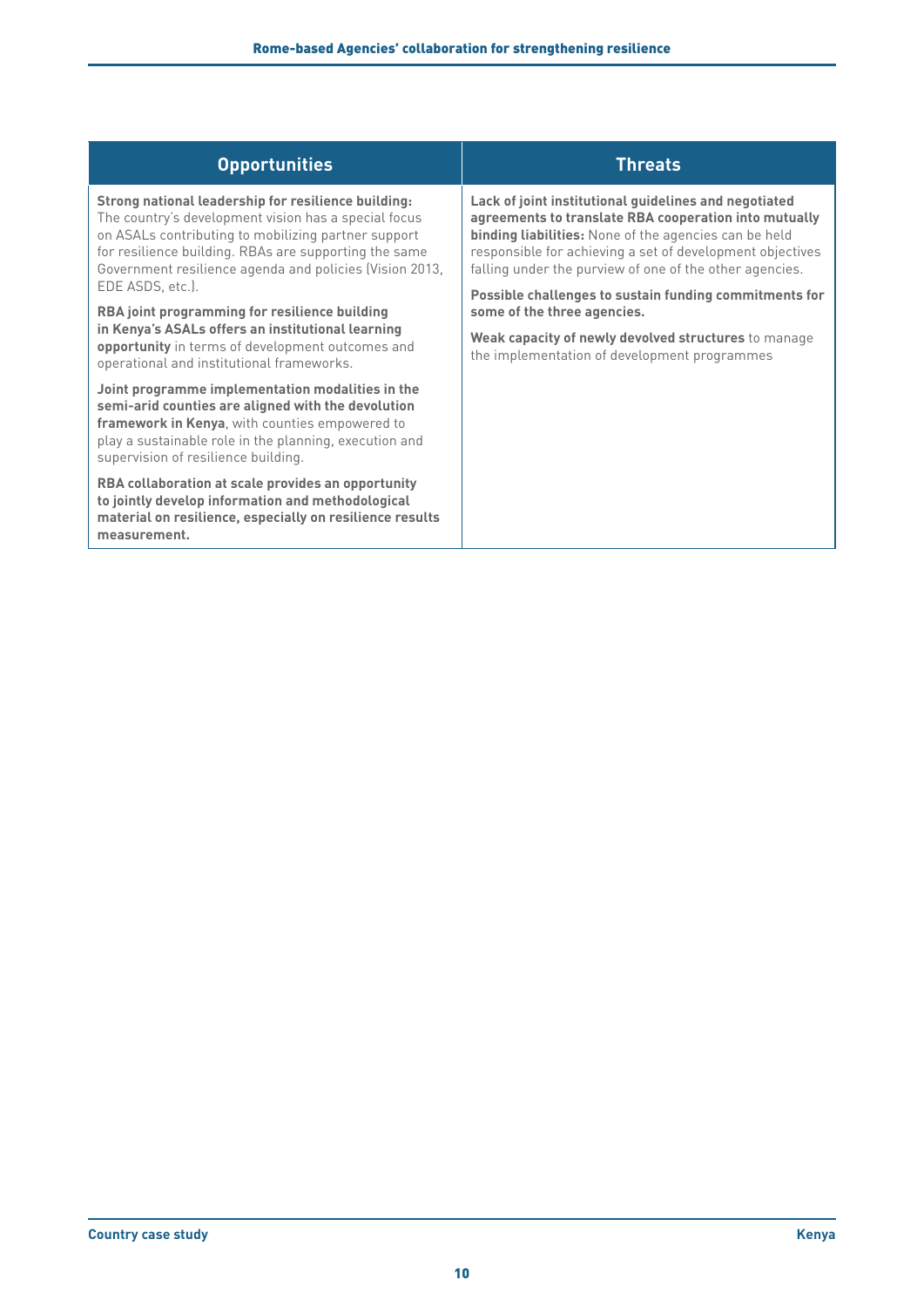| Opportunities | Threats |
| --- | --- |
| **Strong national leadership for resilience building:** The country's development vision has a special focus on ASALs contributing to mobilizing partner support for resilience building. RBAs are supporting the same Government resilience agenda and policies (Vision 2013, EDE ASDS, etc.).<br><br>**RBA joint programming for resilience building in Kenya's ASALs offers an institutional learning opportunity** in terms of development outcomes and operational and institutional frameworks.<br><br>**Joint programme implementation modalities in the semi-arid counties are aligned with the devolution framework in Kenya**, with counties empowered to play a sustainable role in the planning, execution and supervision of resilience building.<br><br>**RBA collaboration at scale provides an opportunity to jointly develop information and methodological material on resilience, especially on resilience results measurement.** | **Lack of joint institutional guidelines and negotiated agreements to translate RBA cooperation into mutually binding liabilities:** None of the agencies can be held responsible for achieving a set of development objectives falling under the purview of one of the other agencies.<br><br>**Possible challenges to sustain funding commitments for some of the three agencies.**<br><br>**Weak capacity of newly devolved structures** to manage the implementation of development programmes |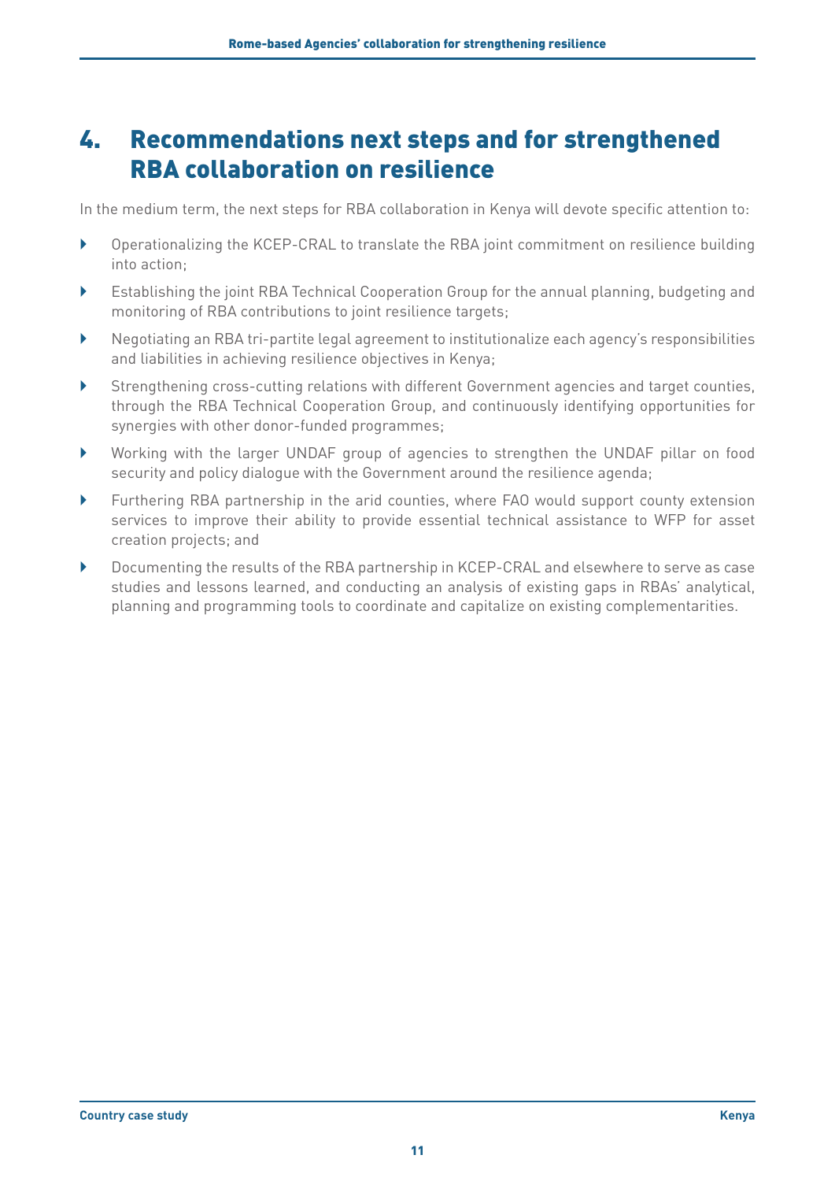# 4. Recommendations next steps and for strengthened RBA collaboration on resilience

In the medium term, the next steps for RBA collaboration in Kenya will devote specific attention to:

- Operationalizing the KCEP-CRAL to translate the RBA joint commitment on resilience building into action;
- Establishing the joint RBA Technical Cooperation Group for the annual planning, budgeting and monitoring of RBA contributions to joint resilience targets;
- Negotiating an RBA tri-partite legal agreement to institutionalize each agency's responsibilities and liabilities in achieving resilience objectives in Kenya;
- Strengthening cross-cutting relations with different Government agencies and target counties, through the RBA Technical Cooperation Group, and continuously identifying opportunities for synergies with other donor-funded programmes;
- Working with the larger UNDAF group of agencies to strengthen the UNDAF pillar on food security and policy dialogue with the Government around the resilience agenda;
- Furthering RBA partnership in the arid counties, where FAO would support county extension services to improve their ability to provide essential technical assistance to WFP for asset creation projects; and
- Documenting the results of the RBA partnership in KCEP-CRAL and elsewhere to serve as case studies and lessons learned, and conducting an analysis of existing gaps in RBAs' analytical, planning and programming tools to coordinate and capitalize on existing complementarities.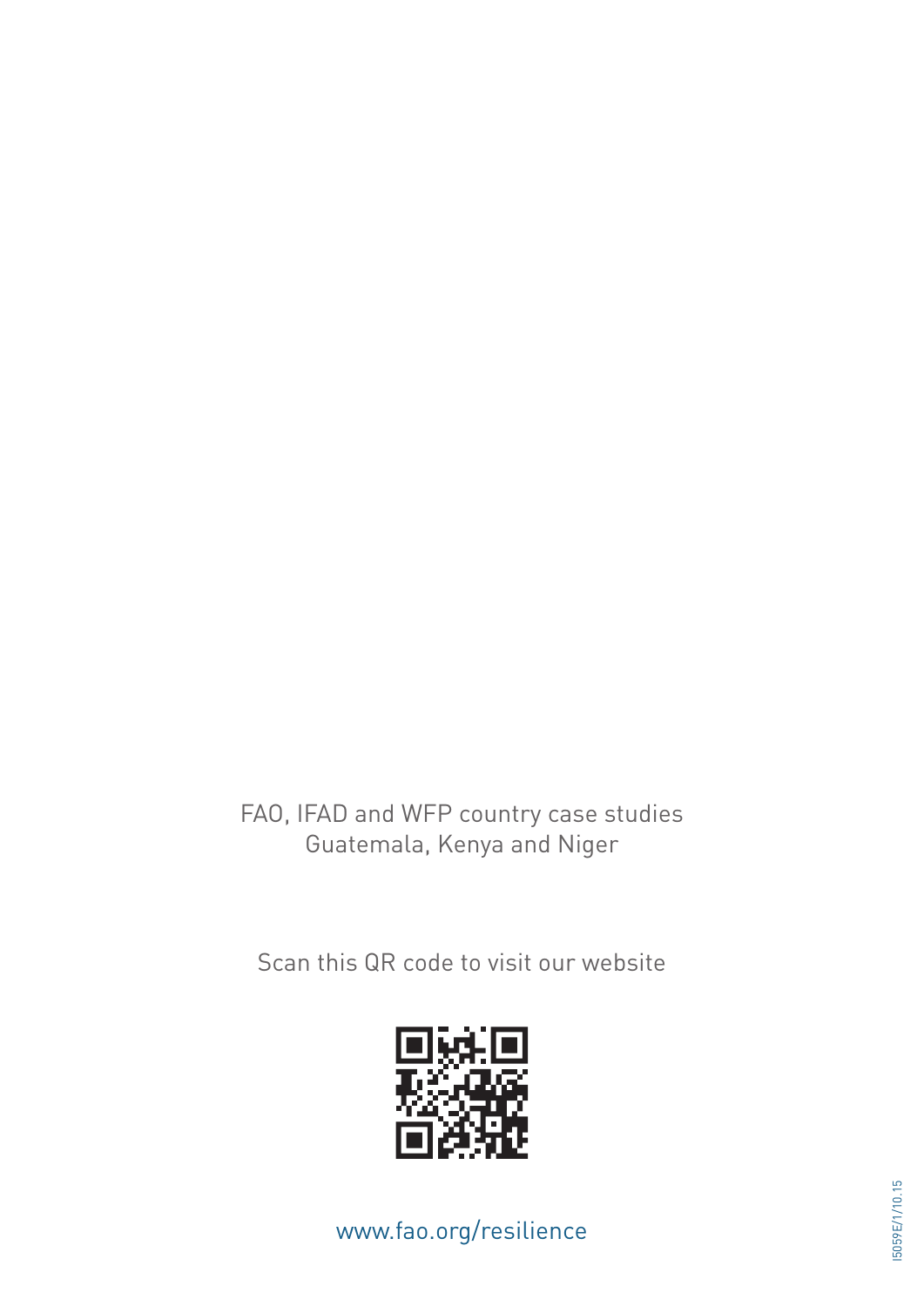FAO, IFAD and WFP country case studies
Guatemala, Kenya and Niger

Scan this QR code to visit our website

www.fao.org/resilience

I5059E/1/10.15